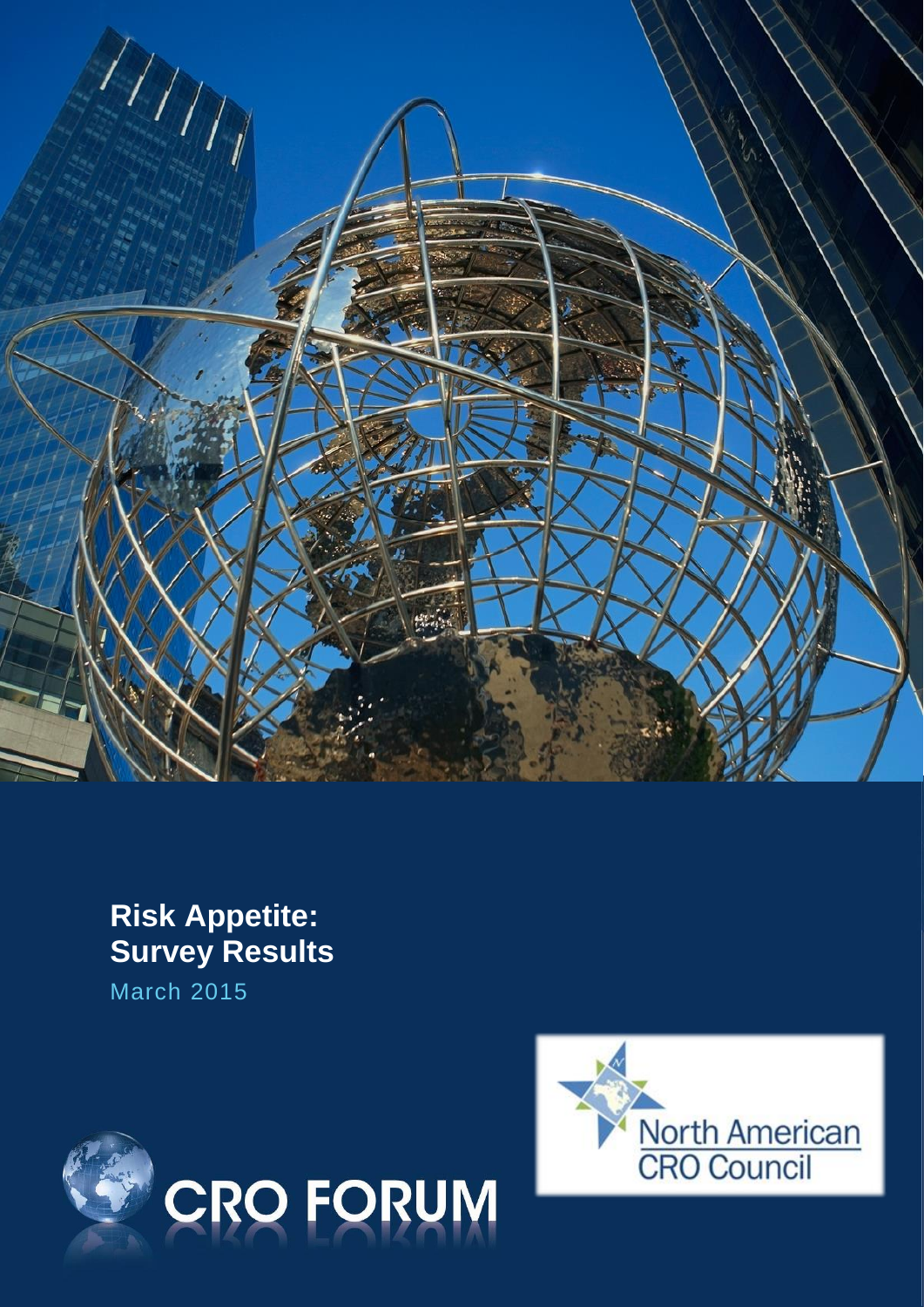# Risk Appetite: Survey Results

March 2015

CRO FORUM

North American CRO Council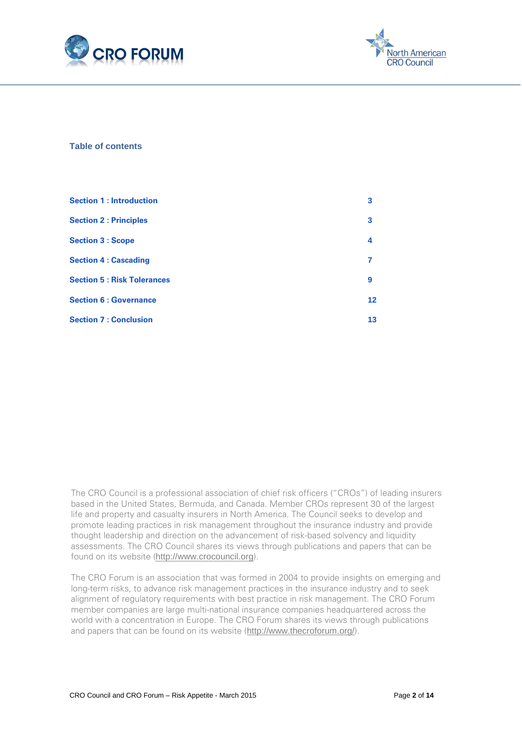## Table of contents

| | |
|---|---|
| **Section 1 : Introduction** | **3** |
| **Section 2 : Principles** | **3** |
| **Section 3 : Scope** | **4** |
| **Section 4 : Cascading** | **7** |
| **Section 5 : Risk Tolerances** | **9** |
| **Section 6 : Governance** | **12** |
| **Section 7 : Conclusion** | **13** |

The CRO Council is a professional association of chief risk officers ("CROs") of leading insurers based in the United States, Bermuda, and Canada. Member CROs represent 30 of the largest life and property and casualty insurers in North America. The Council seeks to develop and promote leading practices in risk management throughout the insurance industry and provide thought leadership and direction on the advancement of risk-based solvency and liquidity assessments. The CRO Council shares its views through publications and papers that can be found on its website (http://www.crocouncil.org).

The CRO Forum is an association that was formed in 2004 to provide insights on emerging and long-term risks, to advance risk management practices in the insurance industry and to seek alignment of regulatory requirements with best practice in risk management. The CRO Forum member companies are large multi-national insurance companies headquartered across the world with a concentration in Europe. The CRO Forum shares its views through publications and papers that can be found on its website (http://www.thecroforum.org/).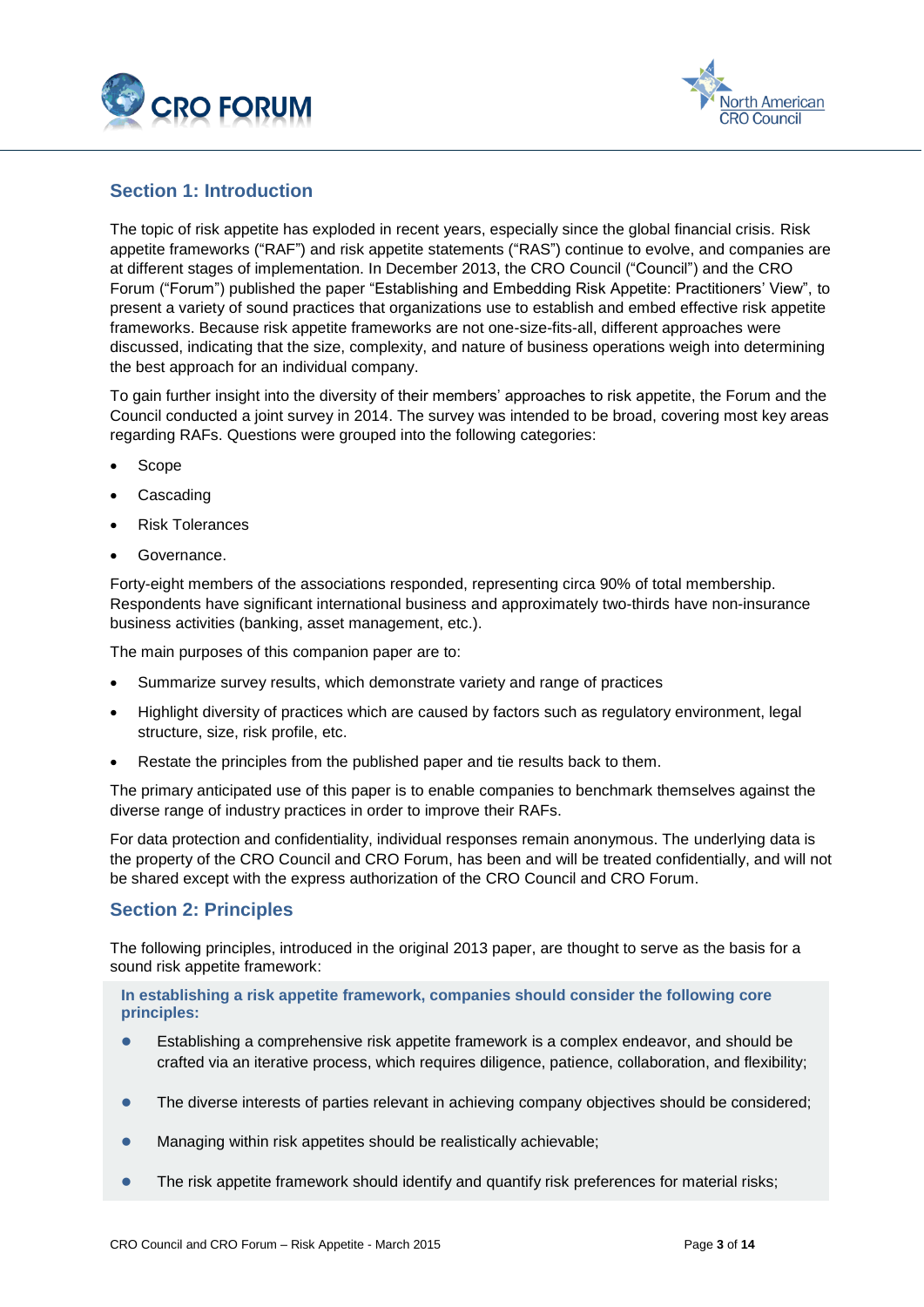## Section 1: Introduction

The topic of risk appetite has exploded in recent years, especially since the global financial crisis. Risk appetite frameworks ("RAF") and risk appetite statements ("RAS") continue to evolve, and companies are at different stages of implementation. In December 2013, the CRO Council ("Council") and the CRO Forum ("Forum") published the paper "Establishing and Embedding Risk Appetite: Practitioners' View", to present a variety of sound practices that organizations use to establish and embed effective risk appetite frameworks. Because risk appetite frameworks are not one-size-fits-all, different approaches were discussed, indicating that the size, complexity, and nature of business operations weigh into determining the best approach for an individual company.

To gain further insight into the diversity of their members' approaches to risk appetite, the Forum and the Council conducted a joint survey in 2014. The survey was intended to be broad, covering most key areas regarding RAFs. Questions were grouped into the following categories:

- Scope
- Cascading
- Risk Tolerances
- Governance.

Forty-eight members of the associations responded, representing circa 90% of total membership. Respondents have significant international business and approximately two-thirds have non-insurance business activities (banking, asset management, etc.).

The main purposes of this companion paper are to:

- Summarize survey results, which demonstrate variety and range of practices
- Highlight diversity of practices which are caused by factors such as regulatory environment, legal structure, size, risk profile, etc.
- Restate the principles from the published paper and tie results back to them.

The primary anticipated use of this paper is to enable companies to benchmark themselves against the diverse range of industry practices in order to improve their RAFs.

For data protection and confidentiality, individual responses remain anonymous. The underlying data is the property of the CRO Council and CRO Forum, has been and will be treated confidentially, and will not be shared except with the express authorization of the CRO Council and CRO Forum.

## Section 2: Principles

The following principles, introduced in the original 2013 paper, are thought to serve as the basis for a sound risk appetite framework:

**In establishing a risk appetite framework, companies should consider the following core principles:**

- Establishing a comprehensive risk appetite framework is a complex endeavor, and should be crafted via an iterative process, which requires diligence, patience, collaboration, and flexibility;
- The diverse interests of parties relevant in achieving company objectives should be considered;
- Managing within risk appetites should be realistically achievable;
- The risk appetite framework should identify and quantify risk preferences for material risks;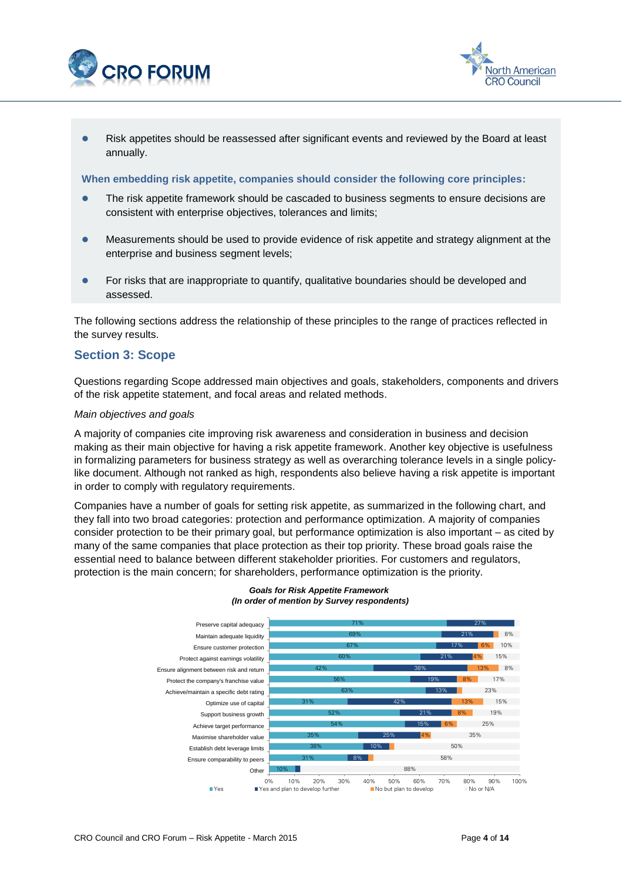- Risk appetites should be reassessed after significant events and reviewed by the Board at least annually.

**When embedding risk appetite, companies should consider the following core principles:**

- The risk appetite framework should be cascaded to business segments to ensure decisions are consistent with enterprise objectives, tolerances and limits;
- Measurements should be used to provide evidence of risk appetite and strategy alignment at the enterprise and business segment levels;
- For risks that are inappropriate to quantify, qualitative boundaries should be developed and assessed.

The following sections address the relationship of these principles to the range of practices reflected in the survey results.

## Section 3: Scope

Questions regarding Scope addressed main objectives and goals, stakeholders, components and drivers of the risk appetite statement, and focal areas and related methods.

*Main objectives and goals*

A majority of companies cite improving risk awareness and consideration in business and decision making as their main objective for having a risk appetite framework. Another key objective is usefulness in formalizing parameters for business strategy as well as overarching tolerance levels in a single policy-like document. Although not ranked as high, respondents also believe having a risk appetite is important in order to comply with regulatory requirements.

Companies have a number of goals for setting risk appetite, as summarized in the following chart, and they fall into two broad categories: protection and performance optimization. A majority of companies consider protection to be their primary goal, but performance optimization is also important – as cited by many of the same companies that place protection as their top priority. These broad goals raise the essential need to balance between different stakeholder priorities. For customers and regulators, protection is the main concern; for shareholders, performance optimization is the priority.

***Goals for Risk Appetite Framework***
***(In order of mention by Survey respondents)***

| Goal | Yes | Yes and plan to develop further | No but plan to develop | No or N/A |
|---|---|---|---|---|
| Preserve capital adequacy | 71% | 27% | | |
| Maintain adequate liquidity | 69% | 21% | | 8% |
| Ensure customer protection | 67% | 17% | 6% | 10% |
| Protect against earnings volatility | 60% | 21% | 4% | 15% |
| Ensure alignment between risk and return | 42% | 38% | 13% | 8% |
| Protect the company's franchise value | 56% | 19% | 8% | 17% |
| Achieve/maintain a specific debt rating | 63% | 13% | | 23% |
| Optimize use of capital | 31% | 42% | 13% | 15% |
| Support business growth | 52% | 21% | 8% | 19% |
| Achieve target performance | 54% | 15% | 6% | 25% |
| Maximise shareholder value | 35% | 25% | 4% | 35% |
| Establish debt leverage limits | 38% | 10% | | 50% |
| Ensure comparability to peers | 31% | 8% | | 58% |
| Other | 10% | | | 88% |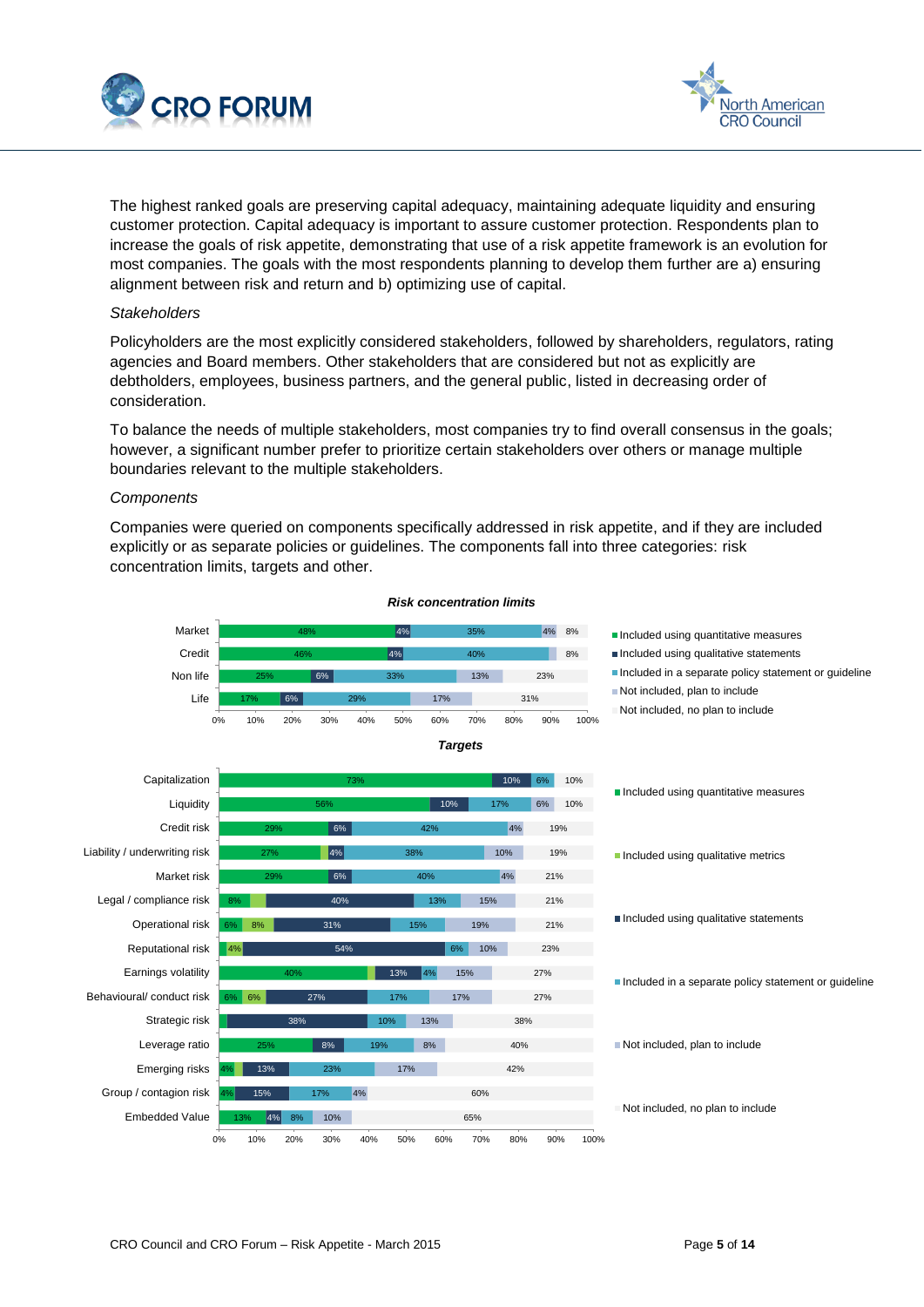The highest ranked goals are preserving capital adequacy, maintaining adequate liquidity and ensuring customer protection. Capital adequacy is important to assure customer protection. Respondents plan to increase the goals of risk appetite, demonstrating that use of a risk appetite framework is an evolution for most companies. The goals with the most respondents planning to develop them further are a) ensuring alignment between risk and return and b) optimizing use of capital.

*Stakeholders*

Policyholders are the most explicitly considered stakeholders, followed by shareholders, regulators, rating agencies and Board members. Other stakeholders that are considered but not as explicitly are debtholders, employees, business partners, and the general public, listed in decreasing order of consideration.

To balance the needs of multiple stakeholders, most companies try to find overall consensus in the goals; however, a significant number prefer to prioritize certain stakeholders over others or manage multiple boundaries relevant to the multiple stakeholders.

*Components*

Companies were queried on components specifically addressed in risk appetite, and if they are included explicitly or as separate policies or guidelines. The components fall into three categories: risk concentration limits, targets and other.

***Risk concentration limits***

| | Included using quantitative measures | Included using qualitative statements | Included in a separate policy statement or guideline | Not included, plan to include | Not included, no plan to include |
|---|---|---|---|---|---|
| Market | 48% | 4% | 35% | 4% | 8% |
| Credit | 46% | 4% | 40% | | 8% |
| Non life | 25% | 6% | 33% | 13% | 23% |
| Life | 17% | 6% | 29% | 17% | 31% |

***Targets***

| | Included using quantitative measures | Included using qualitative metrics | Included using qualitative statements | Included in a separate policy statement or guideline | Not included, plan to include | Not included, no plan to include |
|---|---|---|---|---|---|---|
| Capitalization | 73% | | 10% | 6% | | 10% |
| Liquidity | 56% | | 10% | 17% | 6% | 10% |
| Credit risk | 29% | | 6% | 42% | 4% | 19% |
| Liability / underwriting risk | 27% | | 4% | 38% | 10% | 19% |
| Market risk | 29% | | 6% | 40% | 4% | 21% |
| Legal / compliance risk | 8% | | 40% | 13% | 15% | 21% |
| Operational risk | 6% | 8% | 31% | 15% | 19% | 21% |
| Reputational risk | | 4% | 54% | 6% | 10% | 23% |
| Earnings volatility | 40% | | 13% | 4% | 15% | 27% |
| Behavioural/ conduct risk | 6% | 6% | 27% | 17% | 17% | 27% |
| Strategic risk | | | 38% | 10% | 13% | 38% |
| Leverage ratio | 25% | | 8% | 19% | 8% | 40% |
| Emerging risks | 4% | | 13% | 23% | 17% | 42% |
| Group / contagion risk | 4% | | 15% | 17% | 4% | 60% |
| Embedded Value | 13% | | 4% | 8% | 10% | 65% |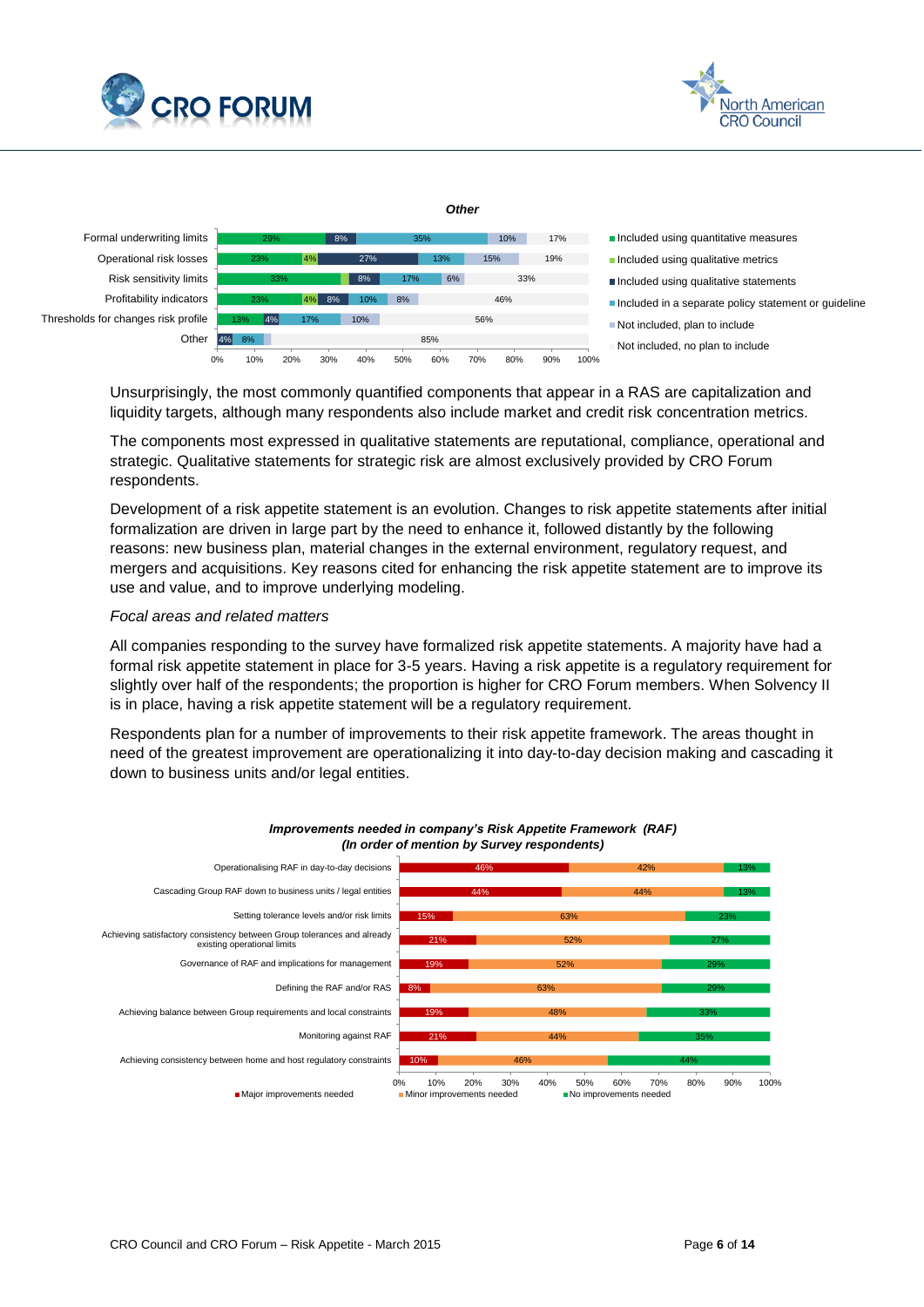**Other**

| | Included using quantitative measures | Included using qualitative metrics | Included using qualitative statements | Included in a separate policy statement or guideline | Not included, plan to include | Not included, no plan to include |
|---|---|---|---|---|---|---|
| Formal underwriting limits | 29% | | 8% | 35% | 10% | 17% |
| Operational risk losses | 23% | 4% | 27% | 13% | 15% | 19% |
| Risk sensitivity limits | 33% | | 8% | 17% | 6% | 33% |
| Profitability indicators | 23% | 4% | 8% | 10% | 8% | 46% |
| Thresholds for changes risk profile | 13% | | 4% | 17% | 10% | 56% |
| Other | | | 4% | 8% | | 85% |

Unsurprisingly, the most commonly quantified components that appear in a RAS are capitalization and liquidity targets, although many respondents also include market and credit risk concentration metrics.

The components most expressed in qualitative statements are reputational, compliance, operational and strategic. Qualitative statements for strategic risk are almost exclusively provided by CRO Forum respondents.

Development of a risk appetite statement is an evolution. Changes to risk appetite statements after initial formalization are driven in large part by the need to enhance it, followed distantly by the following reasons: new business plan, material changes in the external environment, regulatory request, and mergers and acquisitions. Key reasons cited for enhancing the risk appetite statement are to improve its use and value, and to improve underlying modeling.

*Focal areas and related matters*

All companies responding to the survey have formalized risk appetite statements. A majority have had a formal risk appetite statement in place for 3-5 years. Having a risk appetite is a regulatory requirement for slightly over half of the respondents; the proportion is higher for CRO Forum members. When Solvency II is in place, having a risk appetite statement will be a regulatory requirement.

Respondents plan for a number of improvements to their risk appetite framework. The areas thought in need of the greatest improvement are operationalizing it into day-to-day decision making and cascading it down to business units and/or legal entities.

**Improvements needed in company's Risk Appetite Framework (RAF)**
**(In order of mention by Survey respondents)**

| | Major improvements needed | Minor improvements needed | No improvements needed |
|---|---|---|---|
| Operationalising RAF in day-to-day decisions | 46% | 42% | 13% |
| Cascading Group RAF down to business units / legal entities | 44% | 44% | 13% |
| Setting tolerance levels and/or risk limits | 15% | 63% | 23% |
| Achieving satisfactory consistency between Group tolerances and already existing operational limits | 21% | 52% | 27% |
| Governance of RAF and implications for management | 19% | 52% | 29% |
| Defining the RAF and/or RAS | 8% | 63% | 29% |
| Achieving balance between Group requirements and local constraints | 19% | 48% | 33% |
| Monitoring against RAF | 21% | 44% | 35% |
| Achieving consistency between home and host regulatory constraints | 10% | 46% | 44% |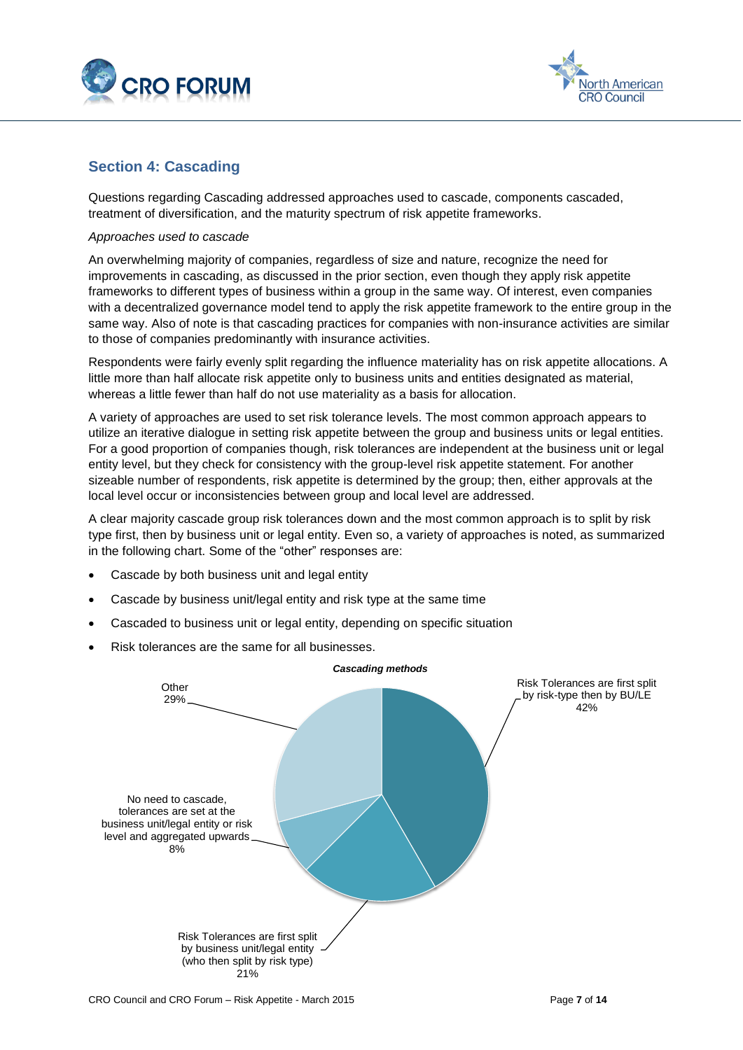## Section 4: Cascading

Questions regarding Cascading addressed approaches used to cascade, components cascaded, treatment of diversification, and the maturity spectrum of risk appetite frameworks.

*Approaches used to cascade*

An overwhelming majority of companies, regardless of size and nature, recognize the need for improvements in cascading, as discussed in the prior section, even though they apply risk appetite frameworks to different types of business within a group in the same way. Of interest, even companies with a decentralized governance model tend to apply the risk appetite framework to the entire group in the same way. Also of note is that cascading practices for companies with non-insurance activities are similar to those of companies predominantly with insurance activities.

Respondents were fairly evenly split regarding the influence materiality has on risk appetite allocations. A little more than half allocate risk appetite only to business units and entities designated as material, whereas a little fewer than half do not use materiality as a basis for allocation.

A variety of approaches are used to set risk tolerance levels. The most common approach appears to utilize an iterative dialogue in setting risk appetite between the group and business units or legal entities. For a good proportion of companies though, risk tolerances are independent at the business unit or legal entity level, but they check for consistency with the group-level risk appetite statement. For another sizeable number of respondents, risk appetite is determined by the group; then, either approvals at the local level occur or inconsistencies between group and local level are addressed.

A clear majority cascade group risk tolerances down and the most common approach is to split by risk type first, then by business unit or legal entity. Even so, a variety of approaches is noted, as summarized in the following chart. Some of the "other" responses are:

- Cascade by both business unit and legal entity
- Cascade by business unit/legal entity and risk type at the same time
- Cascaded to business unit or legal entity, depending on specific situation
- Risk tolerances are the same for all businesses.

***Cascading methods***

| Cascading method | Share |
| --- | --- |
| Risk Tolerances are first split by risk-type then by BU/LE | 42% |
| Risk Tolerances are first split by business unit/legal entity (who then split by risk type) | 21% |
| No need to cascade, tolerances are set at the business unit/legal entity or risk level and aggregated upwards | 8% |
| Other | 29% |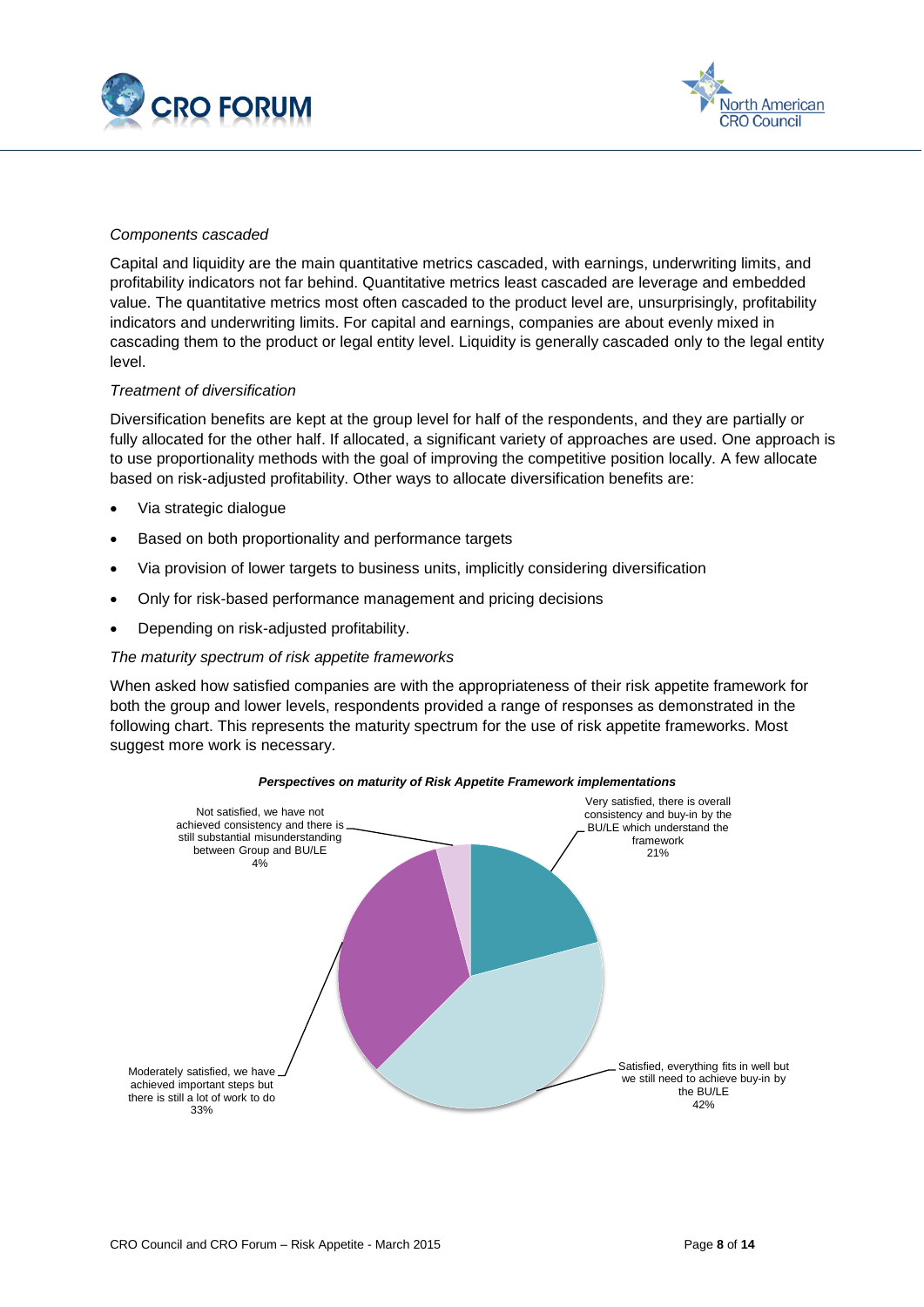*Components cascaded*

Capital and liquidity are the main quantitative metrics cascaded, with earnings, underwriting limits, and profitability indicators not far behind. Quantitative metrics least cascaded are leverage and embedded value. The quantitative metrics most often cascaded to the product level are, unsurprisingly, profitability indicators and underwriting limits. For capital and earnings, companies are about evenly mixed in cascading them to the product or legal entity level. Liquidity is generally cascaded only to the legal entity level.

*Treatment of diversification*

Diversification benefits are kept at the group level for half of the respondents, and they are partially or fully allocated for the other half. If allocated, a significant variety of approaches are used. One approach is to use proportionality methods with the goal of improving the competitive position locally. A few allocate based on risk-adjusted profitability. Other ways to allocate diversification benefits are:

- Via strategic dialogue
- Based on both proportionality and performance targets
- Via provision of lower targets to business units, implicitly considering diversification
- Only for risk-based performance management and pricing decisions
- Depending on risk-adjusted profitability.

*The maturity spectrum of risk appetite frameworks*

When asked how satisfied companies are with the appropriateness of their risk appetite framework for both the group and lower levels, respondents provided a range of responses as demonstrated in the following chart. This represents the maturity spectrum for the use of risk appetite frameworks. Most suggest more work is necessary.

***Perspectives on maturity of Risk Appetite Framework implementations***

| Response | Share |
|---|---|
| Very satisfied, there is overall consistency and buy-in by the BU/LE which understand the framework | 21% |
| Satisfied, everything fits in well but we still need to achieve buy-in by the BU/LE | 42% |
| Moderately satisfied, we have achieved important steps but there is still a lot of work to do | 33% |
| Not satisfied, we have not achieved consistency and there is still substantial misunderstanding between Group and BU/LE | 4% |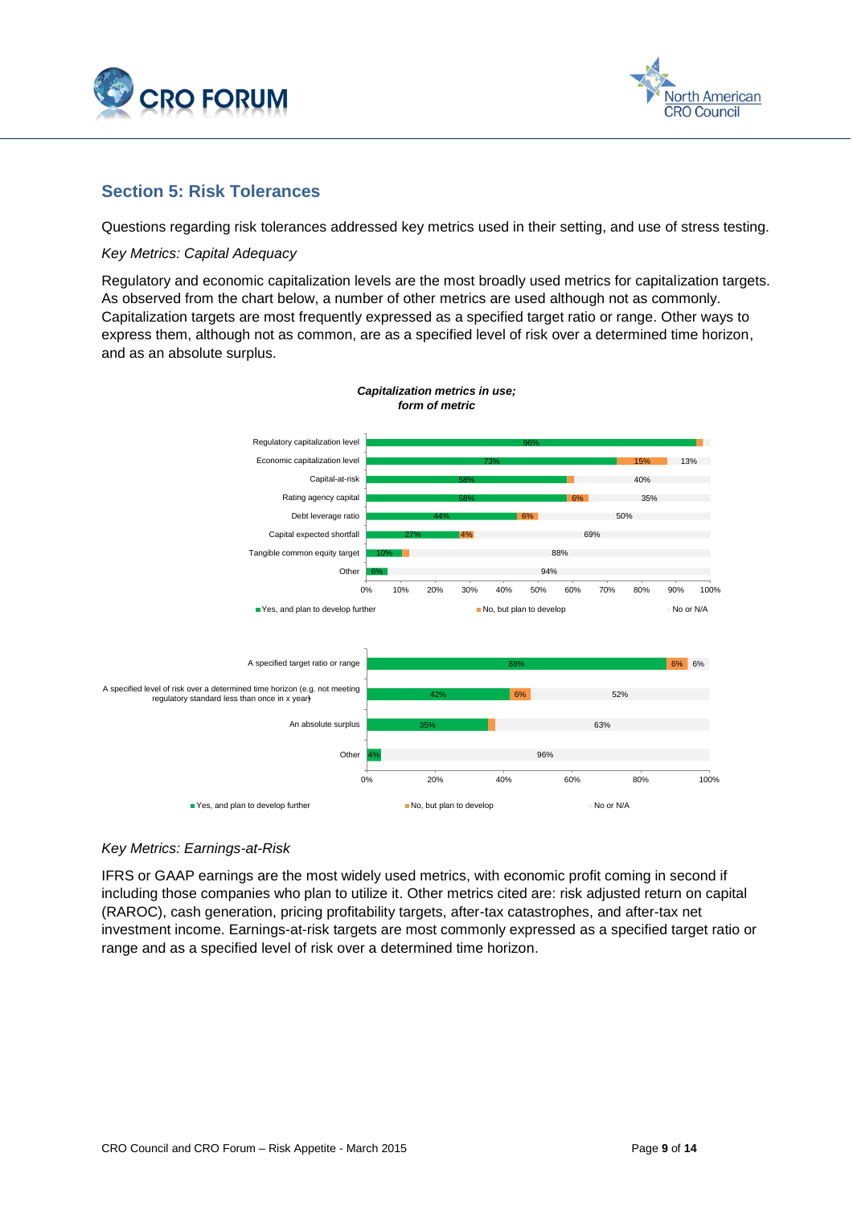## Section 5: Risk Tolerances

Questions regarding risk tolerances addressed key metrics used in their setting, and use of stress testing.

*Key Metrics: Capital Adequacy*

Regulatory and economic capitalization levels are the most broadly used metrics for capitalization targets. As observed from the chart below, a number of other metrics are used although not as commonly. Capitalization targets are most frequently expressed as a specified target ratio or range. Other ways to express them, although not as common, are as a specified level of risk over a determined time horizon, and as an absolute surplus.

***Capitalization metrics in use; form of metric***

| Metric | Yes, and plan to develop further | No, but plan to develop | No or N/A |
|---|---|---|---|
| Regulatory capitalization level | 96% | | |
| Economic capitalization level | 73% | 15% | 13% |
| Capital-at-risk | 58% | | 40% |
| Rating agency capital | 58% | 6% | 35% |
| Debt leverage ratio | 44% | 6% | 50% |
| Capital expected shortfall | 27% | 4% | 69% |
| Tangible common equity target | 10% | | 88% |
| Other | 6% | | 94% |

| Form of metric | Yes, and plan to develop further | No, but plan to develop | No or N/A |
|---|---|---|---|
| A specified target ratio or range | 88% | 6% | 6% |
| A specified level of risk over a determined time horizon (e.g. not meeting regulatory standard less than once in x year) | 42% | 6% | 52% |
| An absolute surplus | 35% | | 63% |
| Other | 4% | | 96% |

*Key Metrics: Earnings-at-Risk*

IFRS or GAAP earnings are the most widely used metrics, with economic profit coming in second if including those companies who plan to utilize it. Other metrics cited are: risk adjusted return on capital (RAROC), cash generation, pricing profitability targets, after-tax catastrophes, and after-tax net investment income. Earnings-at-risk targets are most commonly expressed as a specified target ratio or range and as a specified level of risk over a determined time horizon.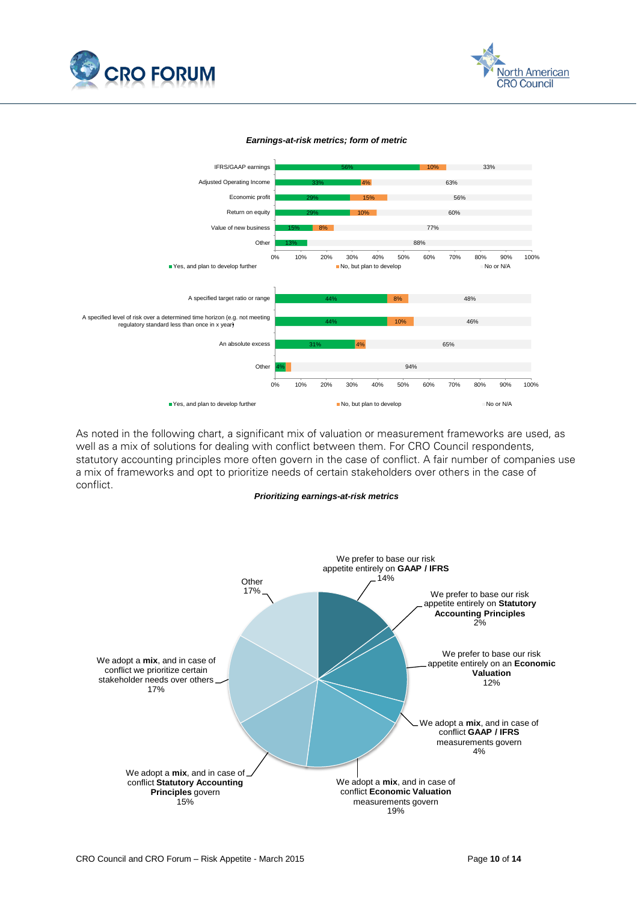***Earnings-at-risk metrics; form of metric***

| | Yes, and plan to develop further | No, but plan to develop | No or N/A |
|---|---|---|---|
| IFRS/GAAP earnings | 56% | 10% | 33% |
| Adjusted Operating Income | 33% | 4% | 63% |
| Economic profit | 29% | 15% | 56% |
| Return on equity | 29% | 10% | 60% |
| Value of new business | 15% | 8% | 77% |
| Other | 13% | | 88% |

| | Yes, and plan to develop further | No, but plan to develop | No or N/A |
|---|---|---|---|
| A specified target ratio or range | 44% | 8% | 48% |
| A specified level of risk over a determined time horizon (e.g. not meeting regulatory standard less than once in x year) | 44% | 10% | 46% |
| An absolute excess | 31% | 4% | 65% |
| Other | 4% | | 94% |

As noted in the following chart, a significant mix of valuation or measurement frameworks are used, as well as a mix of solutions for dealing with conflict between them. For CRO Council respondents, statutory accounting principles more often govern in the case of conflict. A fair number of companies use a mix of frameworks and opt to prioritize needs of certain stakeholders over others in the case of conflict.

***Prioritizing earnings-at-risk metrics***

| Response | Share |
|---|---|
| We prefer to base our risk appetite entirely on **GAAP / IFRS** | 14% |
| We prefer to base our risk appetite entirely on **Statutory Accounting Principles** | 2% |
| We prefer to base our risk appetite entirely on an **Economic Valuation** | 12% |
| We adopt a **mix**, and in case of conflict **GAAP / IFRS** measurements govern | 4% |
| We adopt a **mix**, and in case of conflict **Economic Valuation** measurements govern | 19% |
| We adopt a **mix**, and in case of conflict **Statutory Accounting Principles** govern | 15% |
| We adopt a **mix**, and in case of conflict we prioritize certain stakeholder needs over others | 17% |
| Other | 17% |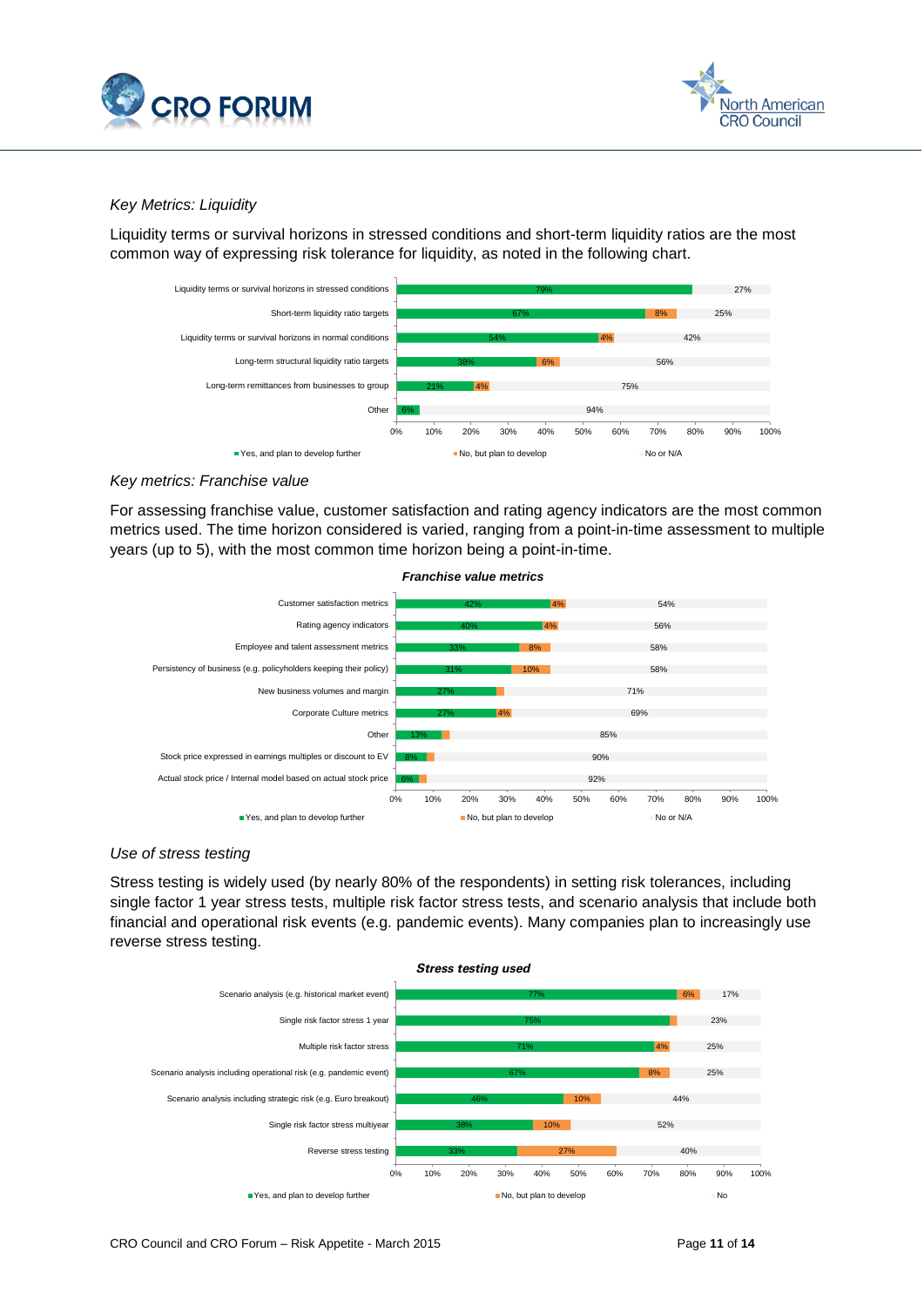*Key Metrics: Liquidity*

Liquidity terms or survival horizons in stressed conditions and short-term liquidity ratios are the most common way of expressing risk tolerance for liquidity, as noted in the following chart.

| | Yes, and plan to develop further | No, but plan to develop | No or N/A |
|---|---|---|---|
| Liquidity terms or survival horizons in stressed conditions | 79% | | 27% |
| Short-term liquidity ratio targets | 67% | 8% | 25% |
| Liquidity terms or survival horizons in normal conditions | 54% | 4% | 42% |
| Long-term structural liquidity ratio targets | 38% | 6% | 56% |
| Long-term remittances from businesses to group | 21% | 4% | 75% |
| Other | 6% | | 94% |

*Key metrics: Franchise value*

For assessing franchise value, customer satisfaction and rating agency indicators are the most common metrics used. The time horizon considered is varied, ranging from a point-in-time assessment to multiple years (up to 5), with the most common time horizon being a point-in-time.

***Franchise value metrics***

| | Yes, and plan to develop further | No, but plan to develop | No or N/A |
|---|---|---|---|
| Customer satisfaction metrics | 42% | 4% | 54% |
| Rating agency indicators | 40% | 4% | 56% |
| Employee and talent assessment metrics | 33% | 8% | 58% |
| Persistency of business (e.g. policyholders keeping their policy) | 31% | 10% | 58% |
| New business volumes and margin | 27% | | 71% |
| Corporate Culture metrics | 27% | 4% | 69% |
| Other | 13% | | 85% |
| Stock price expressed in earnings multiples or discount to EV | 8% | | 90% |
| Actual stock price / Internal model based on actual stock price | 6% | | 92% |

*Use of stress testing*

Stress testing is widely used (by nearly 80% of the respondents) in setting risk tolerances, including single factor 1 year stress tests, multiple risk factor stress tests, and scenario analysis that include both financial and operational risk events (e.g. pandemic events). Many companies plan to increasingly use reverse stress testing.

***Stress testing used***

| | Yes, and plan to develop further | No, but plan to develop | No |
|---|---|---|---|
| Scenario analysis (e.g. historical market event) | 77% | 6% | 17% |
| Single risk factor stress 1 year | 75% | | 23% |
| Multiple risk factor stress | 71% | 4% | 25% |
| Scenario analysis including operational risk (e.g. pandemic event) | 67% | 8% | 25% |
| Scenario analysis including strategic risk (e.g. Euro breakout) | 46% | 10% | 44% |
| Single risk factor stress multiyear | 38% | 10% | 52% |
| Reverse stress testing | 33% | 27% | 40% |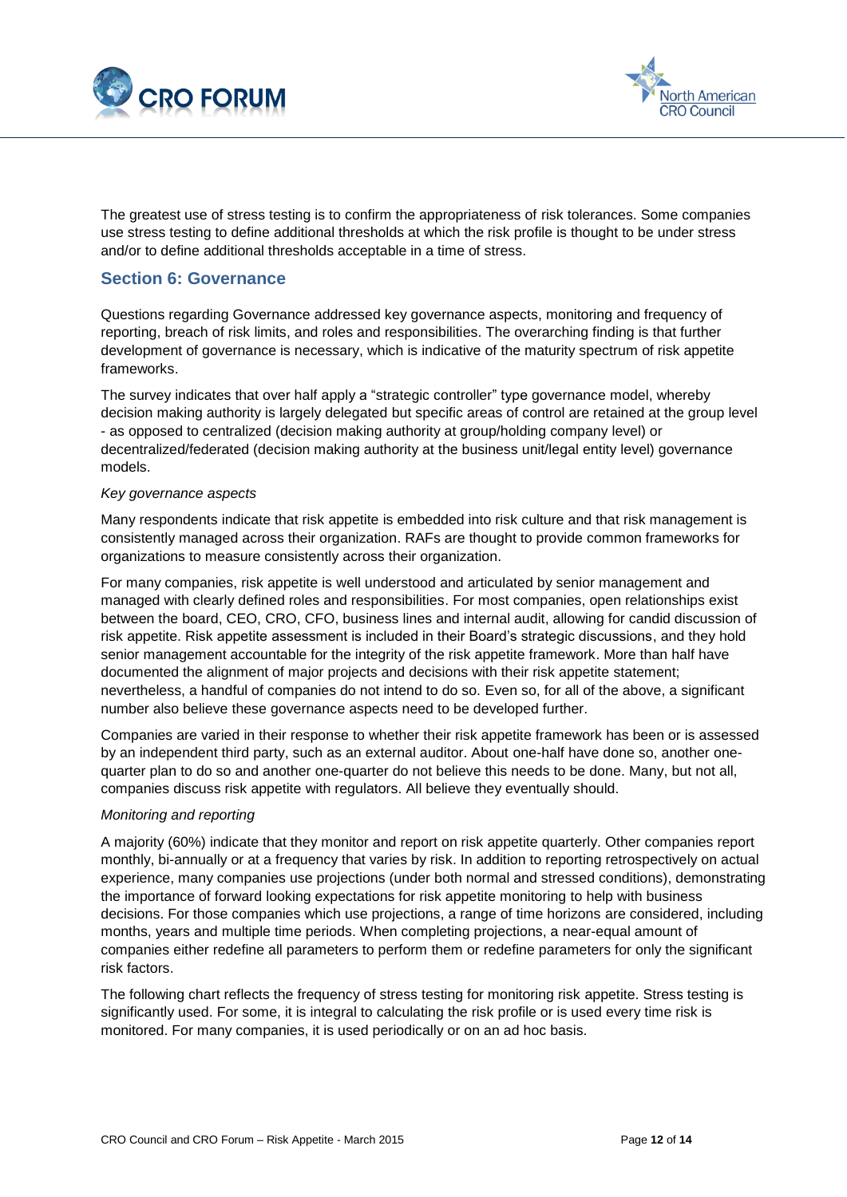The greatest use of stress testing is to confirm the appropriateness of risk tolerances. Some companies use stress testing to define additional thresholds at which the risk profile is thought to be under stress and/or to define additional thresholds acceptable in a time of stress.

## Section 6: Governance

Questions regarding Governance addressed key governance aspects, monitoring and frequency of reporting, breach of risk limits, and roles and responsibilities. The overarching finding is that further development of governance is necessary, which is indicative of the maturity spectrum of risk appetite frameworks.

The survey indicates that over half apply a "strategic controller" type governance model, whereby decision making authority is largely delegated but specific areas of control are retained at the group level - as opposed to centralized (decision making authority at group/holding company level) or decentralized/federated (decision making authority at the business unit/legal entity level) governance models.

*Key governance aspects*

Many respondents indicate that risk appetite is embedded into risk culture and that risk management is consistently managed across their organization. RAFs are thought to provide common frameworks for organizations to measure consistently across their organization.

For many companies, risk appetite is well understood and articulated by senior management and managed with clearly defined roles and responsibilities. For most companies, open relationships exist between the board, CEO, CRO, CFO, business lines and internal audit, allowing for candid discussion of risk appetite. Risk appetite assessment is included in their Board's strategic discussions, and they hold senior management accountable for the integrity of the risk appetite framework. More than half have documented the alignment of major projects and decisions with their risk appetite statement; nevertheless, a handful of companies do not intend to do so. Even so, for all of the above, a significant number also believe these governance aspects need to be developed further.

Companies are varied in their response to whether their risk appetite framework has been or is assessed by an independent third party, such as an external auditor. About one-half have done so, another one-quarter plan to do so and another one-quarter do not believe this needs to be done. Many, but not all, companies discuss risk appetite with regulators. All believe they eventually should.

*Monitoring and reporting*

A majority (60%) indicate that they monitor and report on risk appetite quarterly. Other companies report monthly, bi-annually or at a frequency that varies by risk. In addition to reporting retrospectively on actual experience, many companies use projections (under both normal and stressed conditions), demonstrating the importance of forward looking expectations for risk appetite monitoring to help with business decisions. For those companies which use projections, a range of time horizons are considered, including months, years and multiple time periods. When completing projections, a near-equal amount of companies either redefine all parameters to perform them or redefine parameters for only the significant risk factors.

The following chart reflects the frequency of stress testing for monitoring risk appetite. Stress testing is significantly used. For some, it is integral to calculating the risk profile or is used every time risk is monitored. For many companies, it is used periodically or on an ad hoc basis.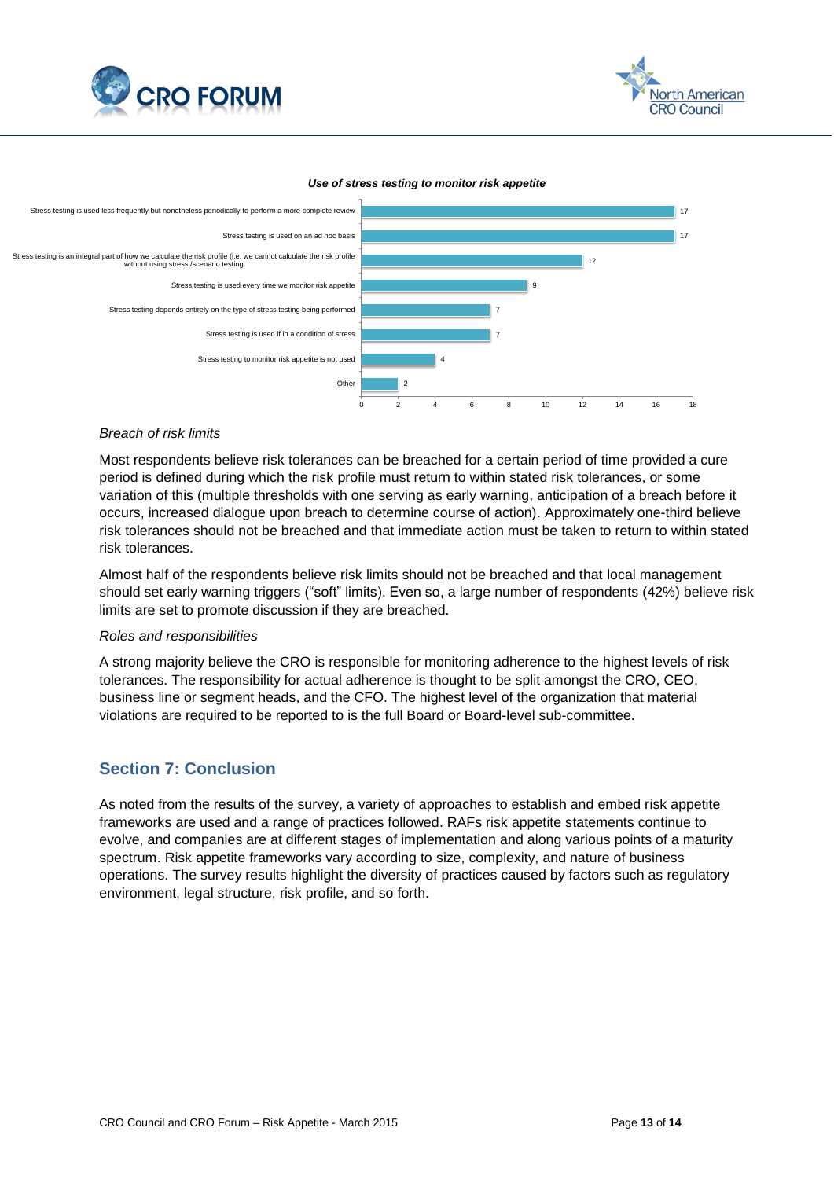***Use of stress testing to monitor risk appetite***

| Response | Count |
|---|---|
| Stress testing is used less frequently but nonetheless periodically to perform a more complete review | 17 |
| Stress testing is used on an ad hoc basis | 17 |
| Stress testing is an integral part of how we calculate the risk profile (i.e. we cannot calculate the risk profile without using stress /scenario testing | 12 |
| Stress testing is used every time we monitor risk appetite | 9 |
| Stress testing depends entirely on the type of stress testing being performed | 7 |
| Stress testing is used if in a condition of stress | 7 |
| Stress testing to monitor risk appetite is not used | 4 |
| Other | 2 |

*Breach of risk limits*

Most respondents believe risk tolerances can be breached for a certain period of time provided a cure period is defined during which the risk profile must return to within stated risk tolerances, or some variation of this (multiple thresholds with one serving as early warning, anticipation of a breach before it occurs, increased dialogue upon breach to determine course of action). Approximately one-third believe risk tolerances should not be breached and that immediate action must be taken to return to within stated risk tolerances.

Almost half of the respondents believe risk limits should not be breached and that local management should set early warning triggers ("soft" limits). Even so, a large number of respondents (42%) believe risk limits are set to promote discussion if they are breached.

*Roles and responsibilities*

A strong majority believe the CRO is responsible for monitoring adherence to the highest levels of risk tolerances. The responsibility for actual adherence is thought to be split amongst the CRO, CEO, business line or segment heads, and the CFO. The highest level of the organization that material violations are required to be reported to is the full Board or Board-level sub-committee.

## Section 7: Conclusion

As noted from the results of the survey, a variety of approaches to establish and embed risk appetite frameworks are used and a range of practices followed. RAFs risk appetite statements continue to evolve, and companies are at different stages of implementation and along various points of a maturity spectrum. Risk appetite frameworks vary according to size, complexity, and nature of business operations. The survey results highlight the diversity of practices caused by factors such as regulatory environment, legal structure, risk profile, and so forth.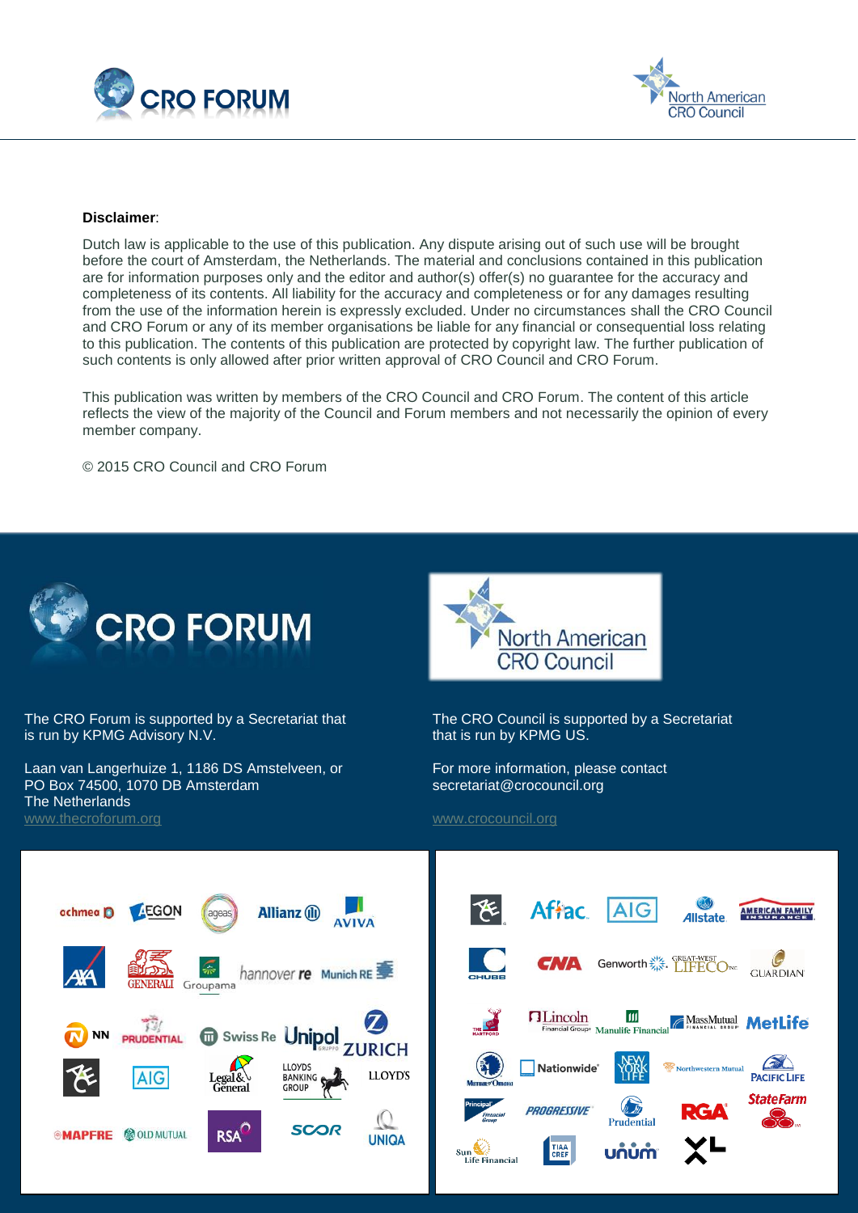**Disclaimer**:

Dutch law is applicable to the use of this publication. Any dispute arising out of such use will be brought before the court of Amsterdam, the Netherlands. The material and conclusions contained in this publication are for information purposes only and the editor and author(s) offer(s) no guarantee for the accuracy and completeness of its contents. All liability for the accuracy and completeness or for any damages resulting from the use of the information herein is expressly excluded. Under no circumstances shall the CRO Council and CRO Forum or any of its member organisations be liable for any financial or consequential loss relating to this publication. The contents of this publication are protected by copyright law. The further publication of such contents is only allowed after prior written approval of CRO Council and CRO Forum.

This publication was written by members of the CRO Council and CRO Forum. The content of this article reflects the view of the majority of the Council and Forum members and not necessarily the opinion of every member company.

© 2015 CRO Council and CRO Forum

The CRO Forum is supported by a Secretariat that is run by KPMG Advisory N.V.

Laan van Langerhuize 1, 1186 DS Amstelveen, or
PO Box 74500, 1070 DB Amsterdam
The Netherlands
www.thecroforum.org

The CRO Council is supported by a Secretariat that is run by KPMG US.

For more information, please contact
secretariat@crocouncil.org

www.crocouncil.org